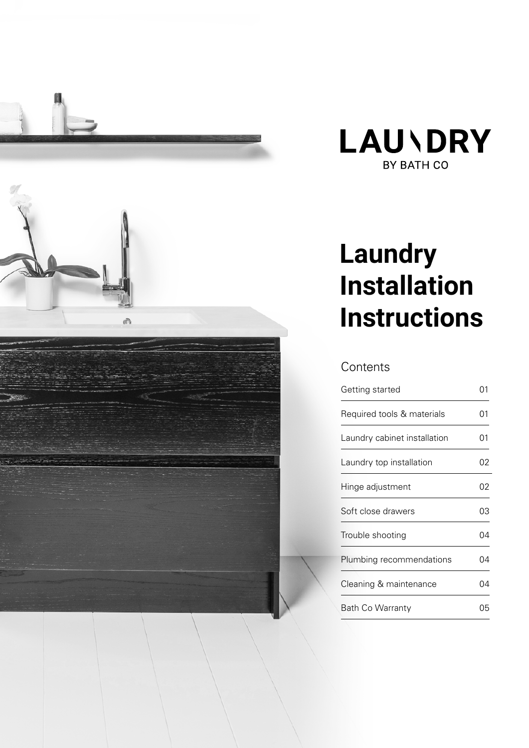LAUNDRY

BY BATH CO

# Laundry Installation Instructions

## Contents

| Getting started | 01 |
| --- | --- |
| Required tools & materials | 01 |
| Laundry cabinet installation | 01 |
| Laundry top installation | 02 |
| Hinge adjustment | 02 |
| Soft close drawers | 03 |
| Trouble shooting | 04 |
| Plumbing recommendations | 04 |
| Cleaning & maintenance | 04 |
| Bath Co Warranty | 05 |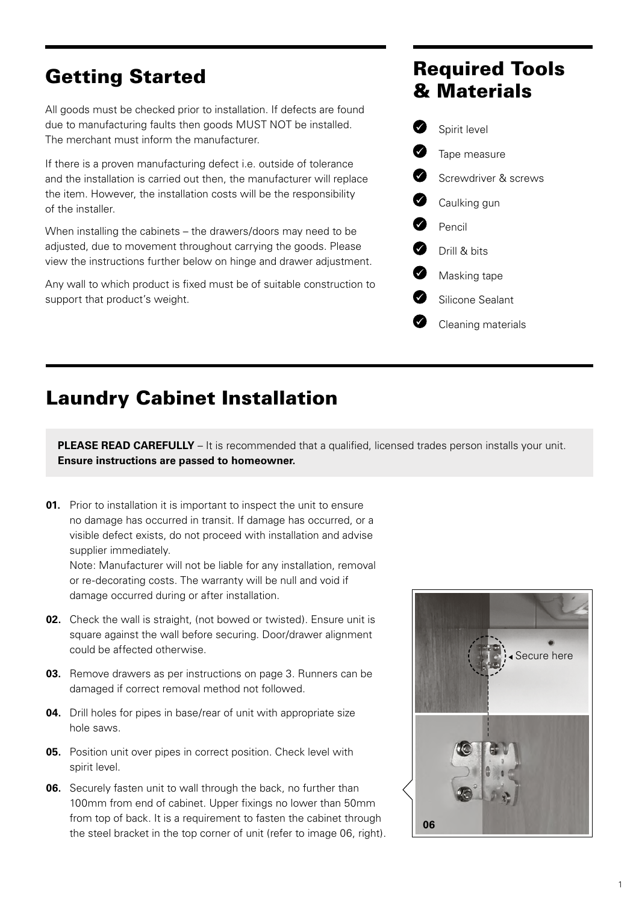## Getting Started

All goods must be checked prior to installation. If defects are found due to manufacturing faults then goods MUST NOT be installed. The merchant must inform the manufacturer.

If there is a proven manufacturing defect i.e. outside of tolerance and the installation is carried out then, the manufacturer will replace the item. However, the installation costs will be the responsibility of the installer.

When installing the cabinets – the drawers/doors may need to be adjusted, due to movement throughout carrying the goods. Please view the instructions further below on hinge and drawer adjustment.

Any wall to which product is fixed must be of suitable construction to support that product's weight.

## Required Tools & Materials

- Spirit level
- Tape measure
- Screwdriver & screws
- Caulking gun
- Pencil
- Drill & bits
- Masking tape
- Silicone Sealant
- Cleaning materials

## Laundry Cabinet Installation

**PLEASE READ CAREFULLY** – It is recommended that a qualified, licensed trades person installs your unit. **Ensure instructions are passed to homeowner.**

**01.** Prior to installation it is important to inspect the unit to ensure no damage has occurred in transit. If damage has occurred, or a visible defect exists, do not proceed with installation and advise supplier immediately.
Note: Manufacturer will not be liable for any installation, removal or re-decorating costs. The warranty will be null and void if damage occurred during or after installation.

**02.** Check the wall is straight, (not bowed or twisted). Ensure unit is square against the wall before securing. Door/drawer alignment could be affected otherwise.

**03.** Remove drawers as per instructions on page 3. Runners can be damaged if correct removal method not followed.

**04.** Drill holes for pipes in base/rear of unit with appropriate size hole saws.

**05.** Position unit over pipes in correct position. Check level with spirit level.

**06.** Securely fasten unit to wall through the back, no further than 100mm from end of cabinet. Upper fixings no lower than 50mm from top of back. It is a requirement to fasten the cabinet through the steel bracket in the top corner of unit (refer to image 06, right).

Secure here

06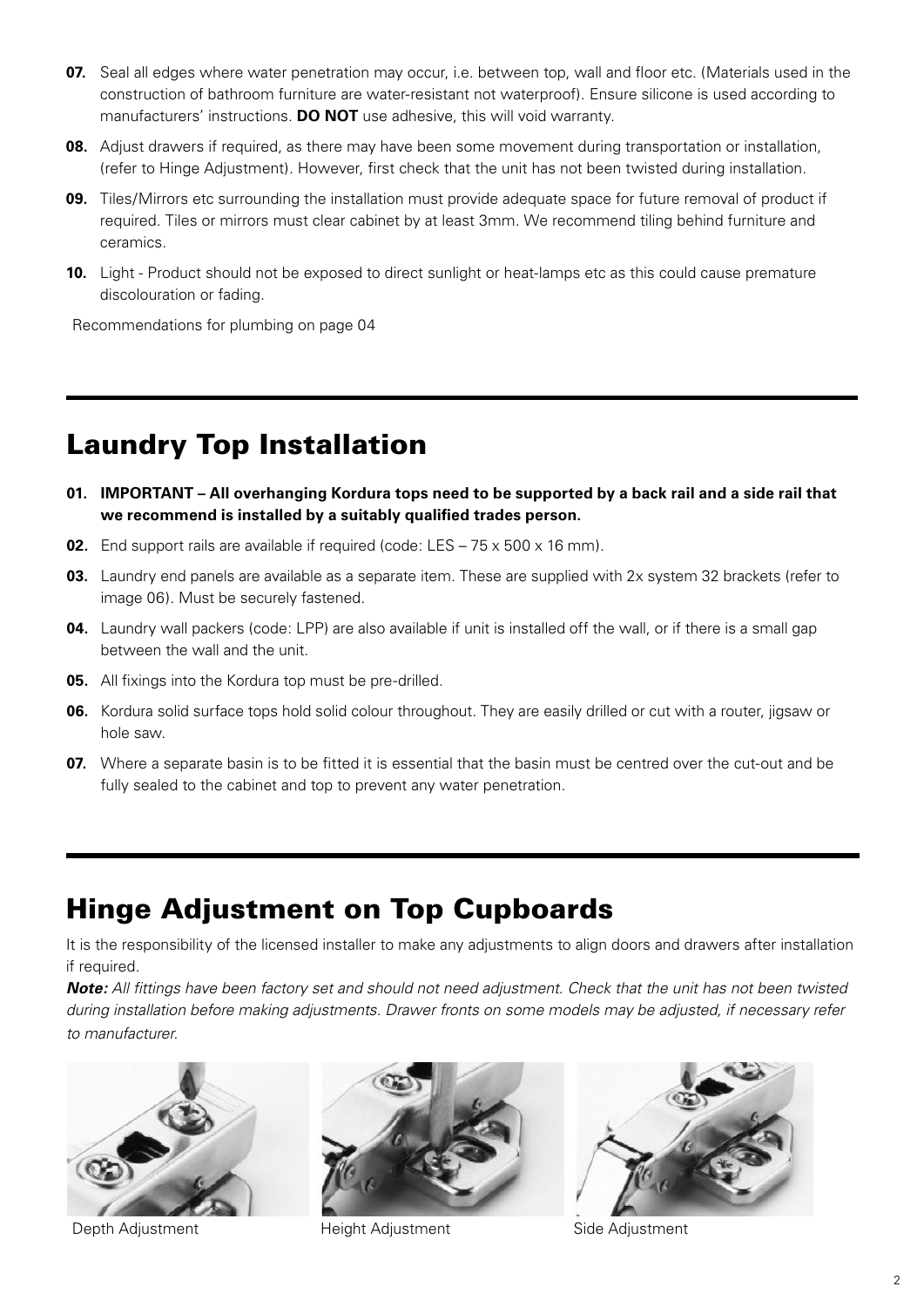**07.** Seal all edges where water penetration may occur, i.e. between top, wall and floor etc. (Materials used in the construction of bathroom furniture are water-resistant not waterproof). Ensure silicone is used according to manufacturers' instructions. **DO NOT** use adhesive, this will void warranty.

**08.** Adjust drawers if required, as there may have been some movement during transportation or installation, (refer to Hinge Adjustment). However, first check that the unit has not been twisted during installation.

**09.** Tiles/Mirrors etc surrounding the installation must provide adequate space for future removal of product if required. Tiles or mirrors must clear cabinet by at least 3mm. We recommend tiling behind furniture and ceramics.

**10.** Light - Product should not be exposed to direct sunlight or heat-lamps etc as this could cause premature discolouration or fading.

Recommendations for plumbing on page 04

## Laundry Top Installation

**01. IMPORTANT – All overhanging Kordura tops need to be supported by a back rail and a side rail that we recommend is installed by a suitably qualified trades person.**

**02.** End support rails are available if required (code: LES – 75 x 500 x 16 mm).

**03.** Laundry end panels are available as a separate item. These are supplied with 2x system 32 brackets (refer to image 06). Must be securely fastened.

**04.** Laundry wall packers (code: LPP) are also available if unit is installed off the wall, or if there is a small gap between the wall and the unit.

**05.** All fixings into the Kordura top must be pre-drilled.

**06.** Kordura solid surface tops hold solid colour throughout. They are easily drilled or cut with a router, jigsaw or hole saw.

**07.** Where a separate basin is to be fitted it is essential that the basin must be centred over the cut-out and be fully sealed to the cabinet and top to prevent any water penetration.

## Hinge Adjustment on Top Cupboards

It is the responsibility of the licensed installer to make any adjustments to align doors and drawers after installation if required.

***Note:*** *All fittings have been factory set and should not need adjustment. Check that the unit has not been twisted during installation before making adjustments. Drawer fronts on some models may be adjusted, if necessary refer to manufacturer.*

Depth Adjustment

Height Adjustment

Side Adjustment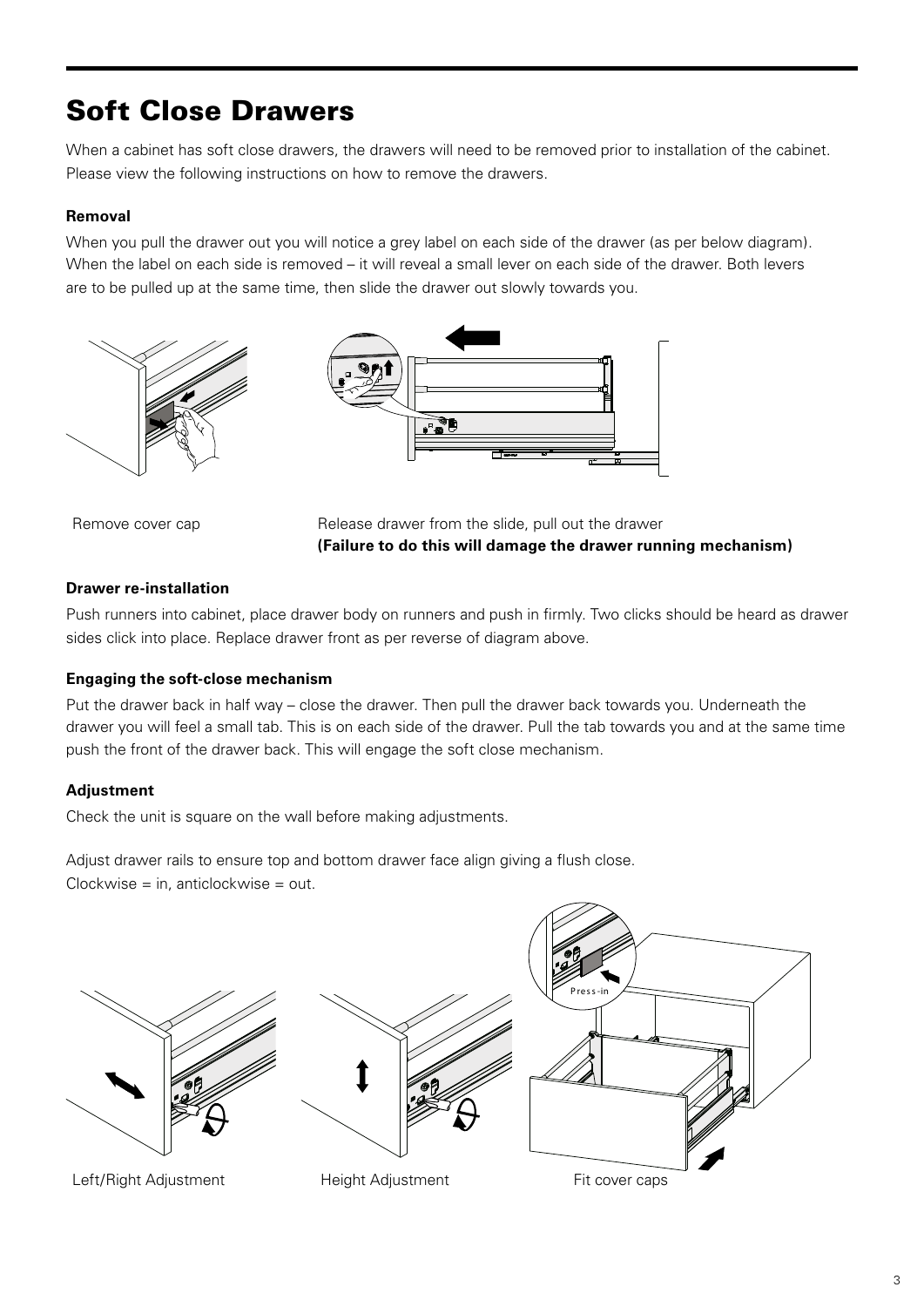# Soft Close Drawers

When a cabinet has soft close drawers, the drawers will need to be removed prior to installation of the cabinet. Please view the following instructions on how to remove the drawers.

**Removal**

When you pull the drawer out you will notice a grey label on each side of the drawer (as per below diagram). When the label on each side is removed – it will reveal a small lever on each side of the drawer. Both levers are to be pulled up at the same time, then slide the drawer out slowly towards you.

Remove cover cap

Release drawer from the slide, pull out the drawer
**(Failure to do this will damage the drawer running mechanism)**

**Drawer re-installation**

Push runners into cabinet, place drawer body on runners and push in firmly. Two clicks should be heard as drawer sides click into place. Replace drawer front as per reverse of diagram above.

**Engaging the soft-close mechanism**

Put the drawer back in half way – close the drawer. Then pull the drawer back towards you. Underneath the drawer you will feel a small tab. This is on each side of the drawer. Pull the tab towards you and at the same time push the front of the drawer back. This will engage the soft close mechanism.

**Adjustment**

Check the unit is square on the wall before making adjustments.

Adjust drawer rails to ensure top and bottom drawer face align giving a flush close.
Clockwise = in, anticlockwise = out.

Press-in

Left/Right Adjustment

Height Adjustment

Fit cover caps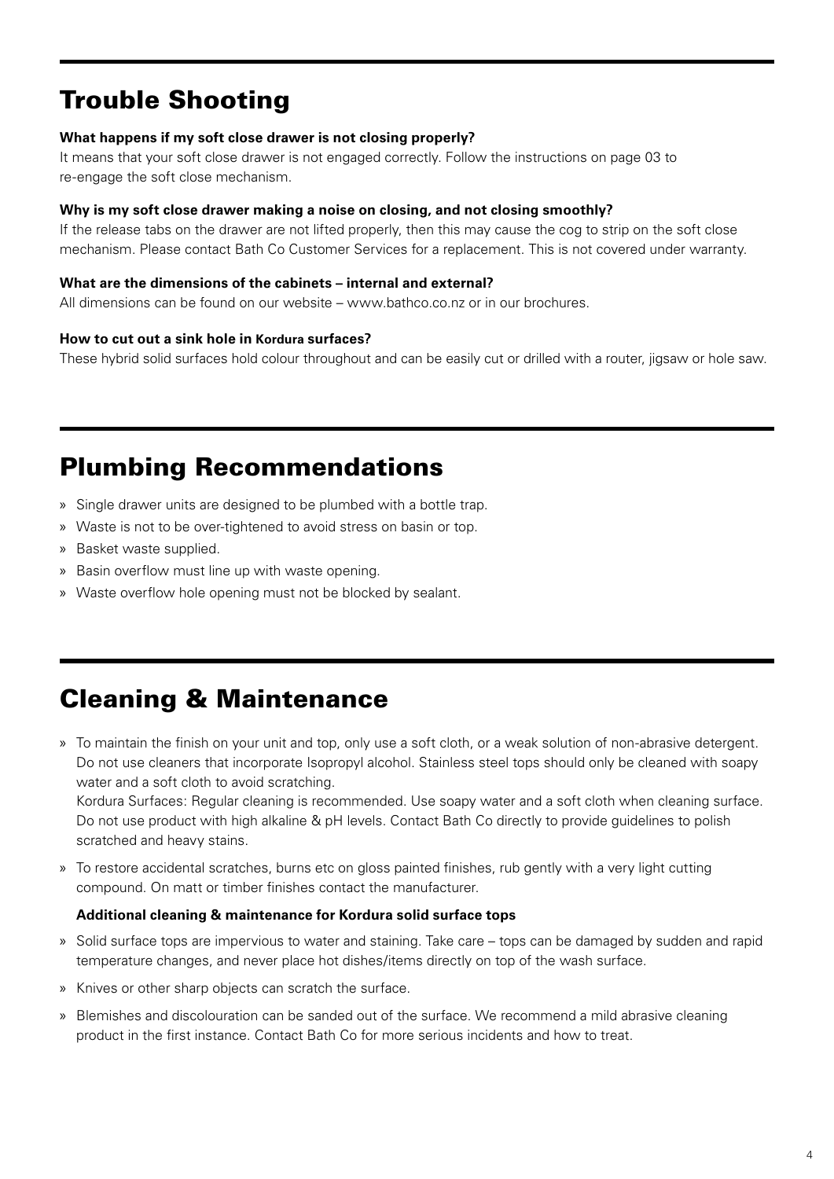## Trouble Shooting

**What happens if my soft close drawer is not closing properly?**
It means that your soft close drawer is not engaged correctly. Follow the instructions on page 03 to re-engage the soft close mechanism.

**Why is my soft close drawer making a noise on closing, and not closing smoothly?**
If the release tabs on the drawer are not lifted properly, then this may cause the cog to strip on the soft close mechanism. Please contact Bath Co Customer Services for a replacement. This is not covered under warranty.

**What are the dimensions of the cabinets – internal and external?**
All dimensions can be found on our website – www.bathco.co.nz or in our brochures.

**How to cut out a sink hole in Kordura surfaces?**
These hybrid solid surfaces hold colour throughout and can be easily cut or drilled with a router, jigsaw or hole saw.

## Plumbing Recommendations

» Single drawer units are designed to be plumbed with a bottle trap.

» Waste is not to be over-tightened to avoid stress on basin or top.

» Basket waste supplied.

» Basin overflow must line up with waste opening.

» Waste overflow hole opening must not be blocked by sealant.

## Cleaning & Maintenance

» To maintain the finish on your unit and top, only use a soft cloth, or a weak solution of non-abrasive detergent. Do not use cleaners that incorporate Isopropyl alcohol. Stainless steel tops should only be cleaned with soapy water and a soft cloth to avoid scratching.
Kordura Surfaces: Regular cleaning is recommended. Use soapy water and a soft cloth when cleaning surface. Do not use product with high alkaline & pH levels. Contact Bath Co directly to provide guidelines to polish scratched and heavy stains.

» To restore accidental scratches, burns etc on gloss painted finishes, rub gently with a very light cutting compound. On matt or timber finishes contact the manufacturer.

**Additional cleaning & maintenance for Kordura solid surface tops**

» Solid surface tops are impervious to water and staining. Take care – tops can be damaged by sudden and rapid temperature changes, and never place hot dishes/items directly on top of the wash surface.

» Knives or other sharp objects can scratch the surface.

» Blemishes and discolouration can be sanded out of the surface. We recommend a mild abrasive cleaning product in the first instance. Contact Bath Co for more serious incidents and how to treat.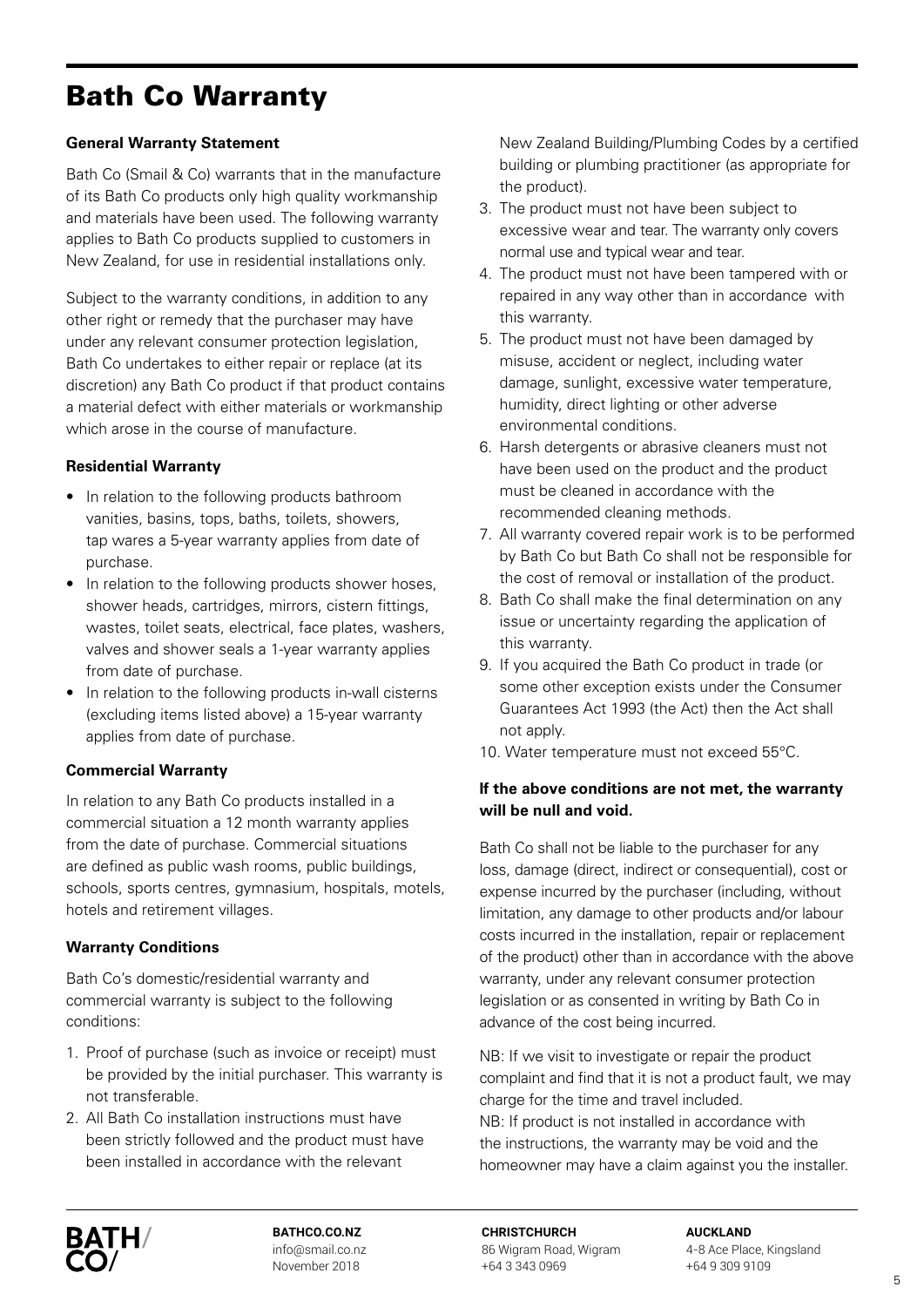# Bath Co Warranty

**General Warranty Statement**

Bath Co (Smail & Co) warrants that in the manufacture of its Bath Co products only high quality workmanship and materials have been used. The following warranty applies to Bath Co products supplied to customers in New Zealand, for use in residential installations only.

Subject to the warranty conditions, in addition to any other right or remedy that the purchaser may have under any relevant consumer protection legislation, Bath Co undertakes to either repair or replace (at its discretion) any Bath Co product if that product contains a material defect with either materials or workmanship which arose in the course of manufacture.

**Residential Warranty**

- In relation to the following products bathroom vanities, basins, tops, baths, toilets, showers, tap wares a 5-year warranty applies from date of purchase.
- In relation to the following products shower hoses, shower heads, cartridges, mirrors, cistern fittings, wastes, toilet seats, electrical, face plates, washers, valves and shower seals a 1-year warranty applies from date of purchase.
- In relation to the following products in-wall cisterns (excluding items listed above) a 15-year warranty applies from date of purchase.

**Commercial Warranty**

In relation to any Bath Co products installed in a commercial situation a 12 month warranty applies from the date of purchase. Commercial situations are defined as public wash rooms, public buildings, schools, sports centres, gymnasium, hospitals, motels, hotels and retirement villages.

**Warranty Conditions**

Bath Co's domestic/residential warranty and commercial warranty is subject to the following conditions:

1. Proof of purchase (such as invoice or receipt) must be provided by the initial purchaser. This warranty is not transferable.
2. All Bath Co installation instructions must have been strictly followed and the product must have been installed in accordance with the relevant New Zealand Building/Plumbing Codes by a certified building or plumbing practitioner (as appropriate for the product).
3. The product must not have been subject to excessive wear and tear. The warranty only covers normal use and typical wear and tear.
4. The product must not have been tampered with or repaired in any way other than in accordance with this warranty.
5. The product must not have been damaged by misuse, accident or neglect, including water damage, sunlight, excessive water temperature, humidity, direct lighting or other adverse environmental conditions.
6. Harsh detergents or abrasive cleaners must not have been used on the product and the product must be cleaned in accordance with the recommended cleaning methods.
7. All warranty covered repair work is to be performed by Bath Co but Bath Co shall not be responsible for the cost of removal or installation of the product.
8. Bath Co shall make the final determination on any issue or uncertainty regarding the application of this warranty.
9. If you acquired the Bath Co product in trade (or some other exception exists under the Consumer Guarantees Act 1993 (the Act) then the Act shall not apply.
10. Water temperature must not exceed 55°C.

**If the above conditions are not met, the warranty will be null and void.**

Bath Co shall not be liable to the purchaser for any loss, damage (direct, indirect or consequential), cost or expense incurred by the purchaser (including, without limitation, any damage to other products and/or labour costs incurred in the installation, repair or replacement of the product) other than in accordance with the above warranty, under any relevant consumer protection legislation or as consented in writing by Bath Co in advance of the cost being incurred.

NB: If we visit to investigate or repair the product complaint and find that it is not a product fault, we may charge for the time and travel included.
NB: If product is not installed in accordance with the instructions, the warranty may be void and the homeowner may have a claim against you the installer.

BATH/
CO/

**BATHCO.CO.NZ**
info@smail.co.nz
November 2018

**CHRISTCHURCH**
86 Wigram Road, Wigram
+64 3 343 0969

**AUCKLAND**
4-8 Ace Place, Kingsland
+64 9 309 9109